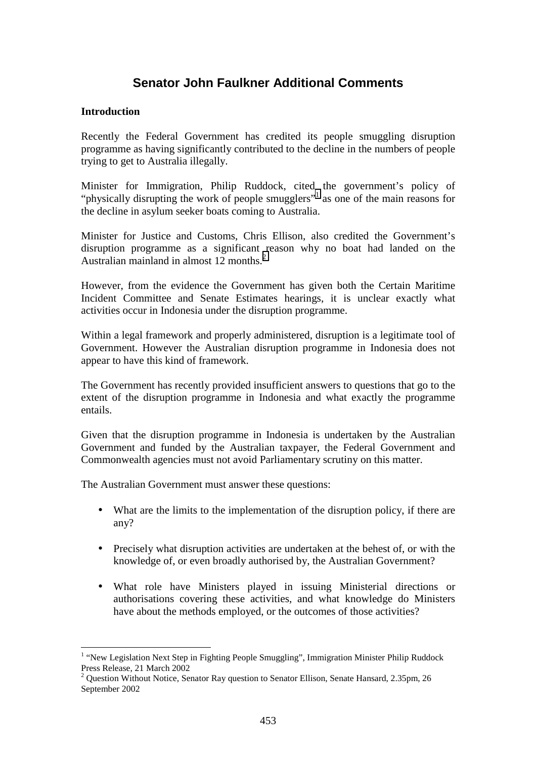# Senator John Faulkner Additional Comments

**Introduction**

Recently the Federal Government has credited its people smuggling disruption programme as having significantly contributed to the decline in the numbers of people trying to get to Australia illegally.

Minister for Immigration, Philip Ruddock, cited the government's policy of "physically disrupting the work of people smugglers"[1] as one of the main reasons for the decline in asylum seeker boats coming to Australia.

Minister for Justice and Customs, Chris Ellison, also credited the Government's disruption programme as a significant reason why no boat had landed on the Australian mainland in almost 12 months.[2]

However, from the evidence the Government has given both the Certain Maritime Incident Committee and Senate Estimates hearings, it is unclear exactly what activities occur in Indonesia under the disruption programme.

Within a legal framework and properly administered, disruption is a legitimate tool of Government. However the Australian disruption programme in Indonesia does not appear to have this kind of framework.

The Government has recently provided insufficient answers to questions that go to the extent of the disruption programme in Indonesia and what exactly the programme entails.

Given that the disruption programme in Indonesia is undertaken by the Australian Government and funded by the Australian taxpayer, the Federal Government and Commonwealth agencies must not avoid Parliamentary scrutiny on this matter.

The Australian Government must answer these questions:

- What are the limits to the implementation of the disruption policy, if there are any?
- Precisely what disruption activities are undertaken at the behest of, or with the knowledge of, or even broadly authorised by, the Australian Government?
- What role have Ministers played in issuing Ministerial directions or authorisations covering these activities, and what knowledge do Ministers have about the methods employed, or the outcomes of those activities?

---

[1] "New Legislation Next Step in Fighting People Smuggling", Immigration Minister Philip Ruddock Press Release, 21 March 2002

[2] Question Without Notice, Senator Ray question to Senator Ellison, Senate Hansard, 2.35pm, 26 September 2002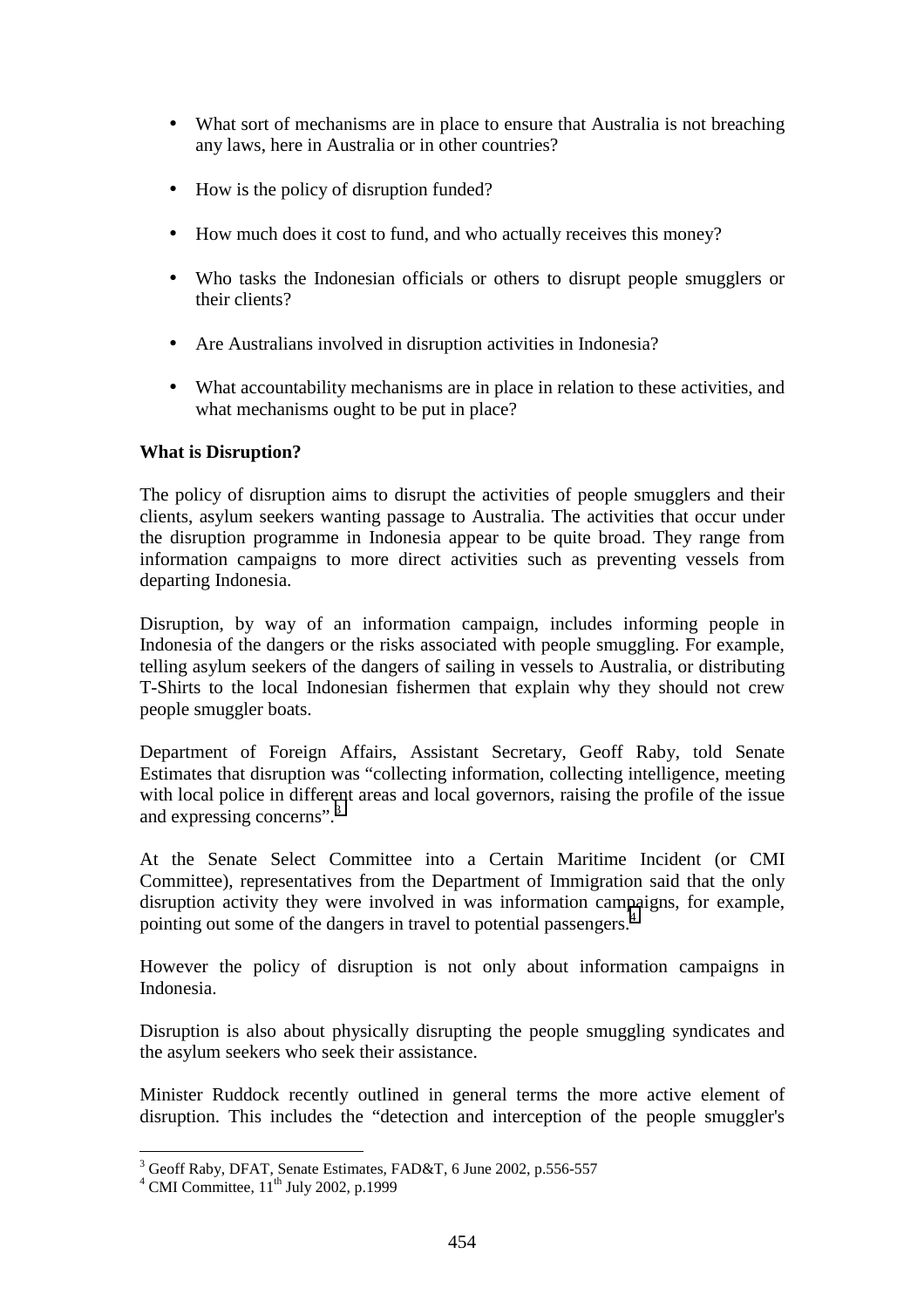- What sort of mechanisms are in place to ensure that Australia is not breaching any laws, here in Australia or in other countries?
- How is the policy of disruption funded?
- How much does it cost to fund, and who actually receives this money?
- Who tasks the Indonesian officials or others to disrupt people smugglers or their clients?
- Are Australians involved in disruption activities in Indonesia?
- What accountability mechanisms are in place in relation to these activities, and what mechanisms ought to be put in place?

**What is Disruption?**

The policy of disruption aims to disrupt the activities of people smugglers and their clients, asylum seekers wanting passage to Australia. The activities that occur under the disruption programme in Indonesia appear to be quite broad. They range from information campaigns to more direct activities such as preventing vessels from departing Indonesia.

Disruption, by way of an information campaign, includes informing people in Indonesia of the dangers or the risks associated with people smuggling. For example, telling asylum seekers of the dangers of sailing in vessels to Australia, or distributing T-Shirts to the local Indonesian fishermen that explain why they should not crew people smuggler boats.

Department of Foreign Affairs, Assistant Secretary, Geoff Raby, told Senate Estimates that disruption was "collecting information, collecting intelligence, meeting with local police in different areas and local governors, raising the profile of the issue and expressing concerns".[3]

At the Senate Select Committee into a Certain Maritime Incident (or CMI Committee), representatives from the Department of Immigration said that the only disruption activity they were involved in was information campaigns, for example, pointing out some of the dangers in travel to potential passengers.[4]

However the policy of disruption is not only about information campaigns in Indonesia.

Disruption is also about physically disrupting the people smuggling syndicates and the asylum seekers who seek their assistance.

Minister Ruddock recently outlined in general terms the more active element of disruption. This includes the "detection and interception of the people smuggler's

---

[3] Geoff Raby, DFAT, Senate Estimates, FAD&T, 6 June 2002, p.556-557

[4] CMI Committee, 11th July 2002, p.1999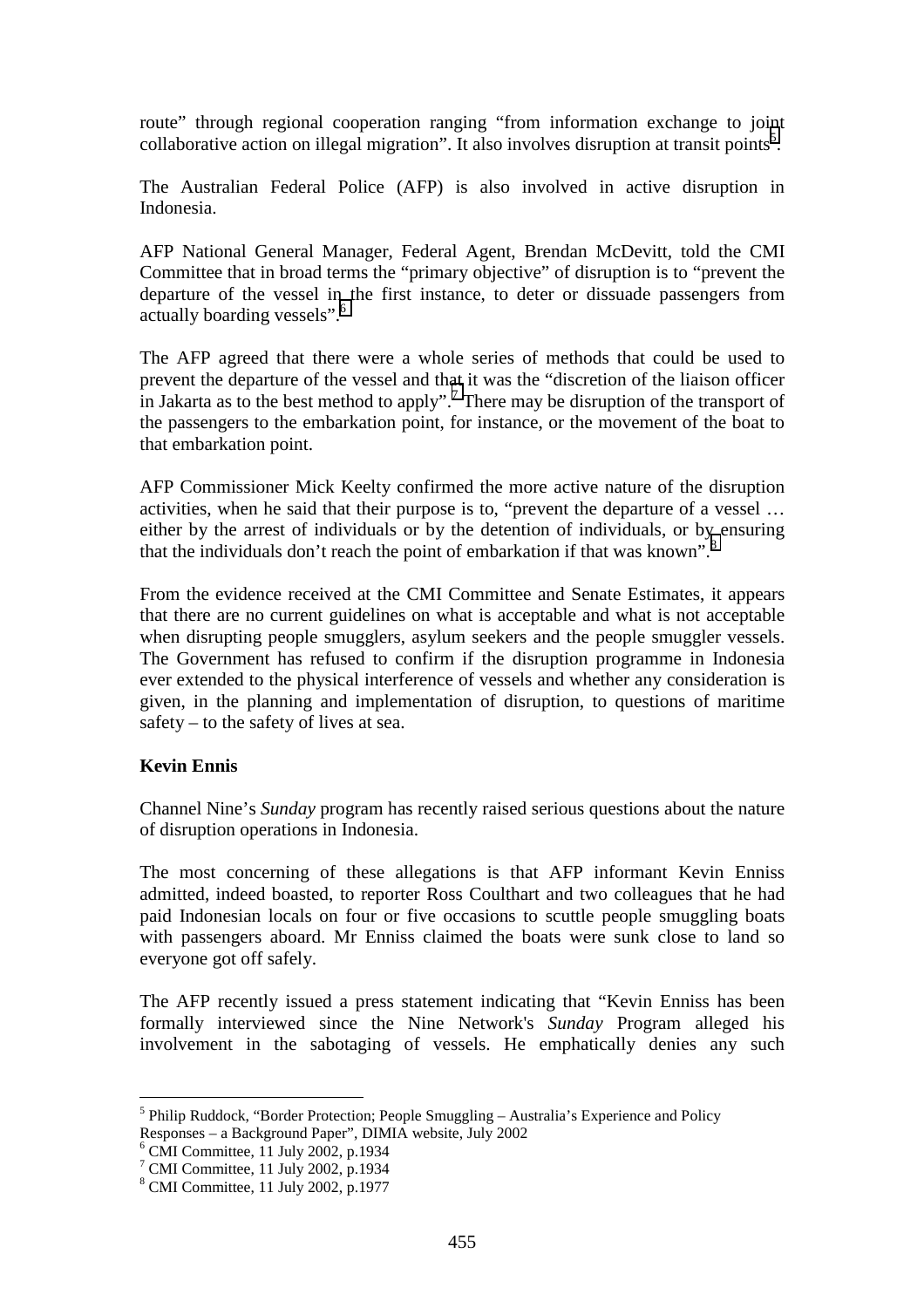route" through regional cooperation ranging "from information exchange to joint collaborative action on illegal migration". It also involves disruption at transit points[5].

The Australian Federal Police (AFP) is also involved in active disruption in Indonesia.

AFP National General Manager, Federal Agent, Brendan McDevitt, told the CMI Committee that in broad terms the "primary objective" of disruption is to "prevent the departure of the vessel in the first instance, to deter or dissuade passengers from actually boarding vessels".[6]

The AFP agreed that there were a whole series of methods that could be used to prevent the departure of the vessel and that it was the "discretion of the liaison officer in Jakarta as to the best method to apply".[7] There may be disruption of the transport of the passengers to the embarkation point, for instance, or the movement of the boat to that embarkation point.

AFP Commissioner Mick Keelty confirmed the more active nature of the disruption activities, when he said that their purpose is to, "prevent the departure of a vessel … either by the arrest of individuals or by the detention of individuals, or by ensuring that the individuals don't reach the point of embarkation if that was known".[8]

From the evidence received at the CMI Committee and Senate Estimates, it appears that there are no current guidelines on what is acceptable and what is not acceptable when disrupting people smugglers, asylum seekers and the people smuggler vessels. The Government has refused to confirm if the disruption programme in Indonesia ever extended to the physical interference of vessels and whether any consideration is given, in the planning and implementation of disruption, to questions of maritime safety – to the safety of lives at sea.

**Kevin Ennis**

Channel Nine's *Sunday* program has recently raised serious questions about the nature of disruption operations in Indonesia.

The most concerning of these allegations is that AFP informant Kevin Enniss admitted, indeed boasted, to reporter Ross Coulthart and two colleagues that he had paid Indonesian locals on four or five occasions to scuttle people smuggling boats with passengers aboard. Mr Enniss claimed the boats were sunk close to land so everyone got off safely.

The AFP recently issued a press statement indicating that "Kevin Enniss has been formally interviewed since the Nine Network's *Sunday* Program alleged his involvement in the sabotaging of vessels. He emphatically denies any such

---

[5] Philip Ruddock, "Border Protection; People Smuggling – Australia's Experience and Policy Responses – a Background Paper", DIMIA website, July 2002

[6] CMI Committee, 11 July 2002, p.1934

[7] CMI Committee, 11 July 2002, p.1934

[8] CMI Committee, 11 July 2002, p.1977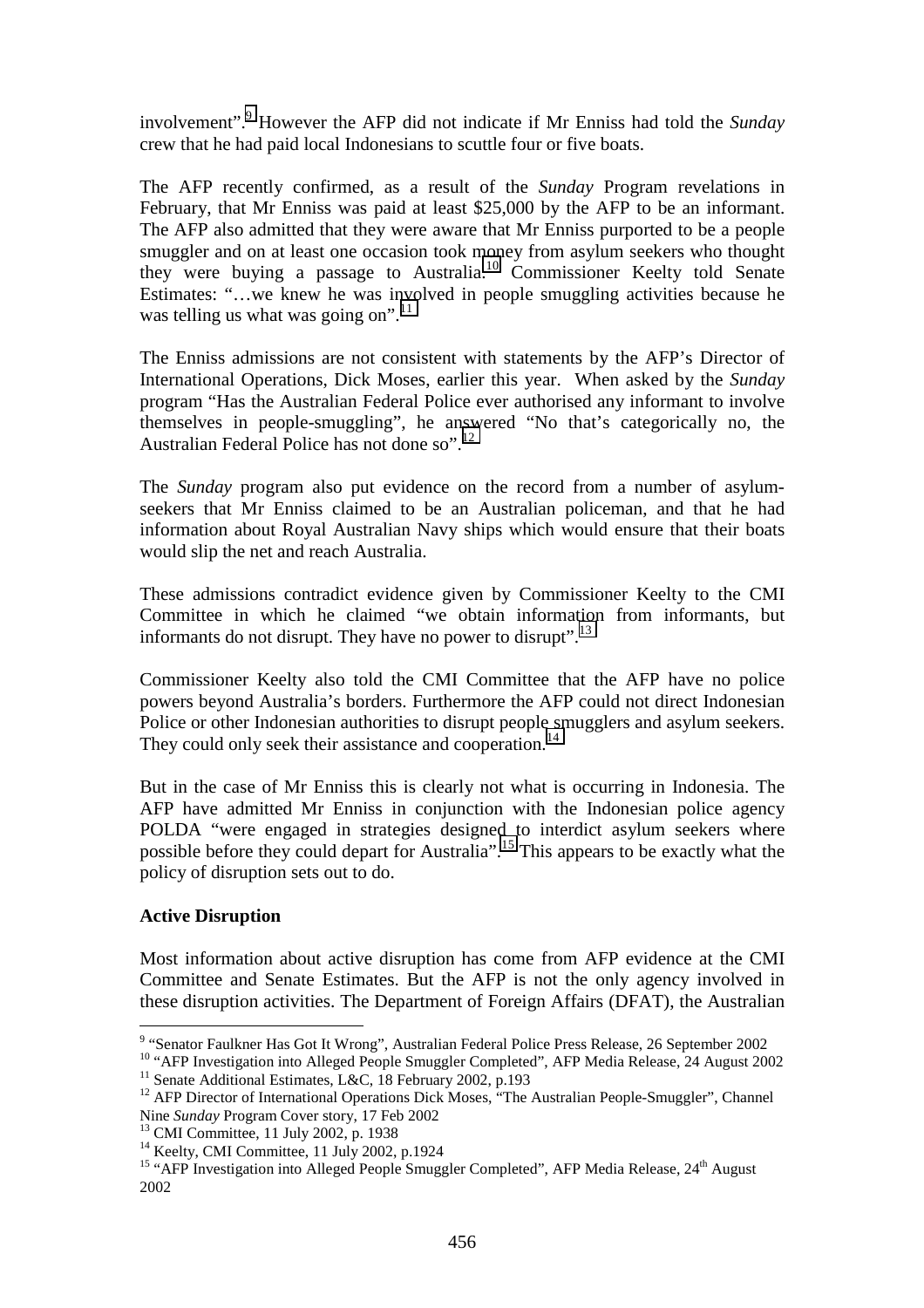involvement".[9] However the AFP did not indicate if Mr Enniss had told the *Sunday* crew that he had paid local Indonesians to scuttle four or five boats.

The AFP recently confirmed, as a result of the *Sunday* Program revelations in February, that Mr Enniss was paid at least $25,000 by the AFP to be an informant. The AFP also admitted that they were aware that Mr Enniss purported to be a people smuggler and on at least one occasion took money from asylum seekers who thought they were buying a passage to Australia.[10] Commissioner Keelty told Senate Estimates: "…we knew he was involved in people smuggling activities because he was telling us what was going on".[11]

The Enniss admissions are not consistent with statements by the AFP's Director of International Operations, Dick Moses, earlier this year. When asked by the *Sunday* program "Has the Australian Federal Police ever authorised any informant to involve themselves in people-smuggling", he answered "No that's categorically no, the Australian Federal Police has not done so".[12]

The *Sunday* program also put evidence on the record from a number of asylum-seekers that Mr Enniss claimed to be an Australian policeman, and that he had information about Royal Australian Navy ships which would ensure that their boats would slip the net and reach Australia.

These admissions contradict evidence given by Commissioner Keelty to the CMI Committee in which he claimed "we obtain information from informants, but informants do not disrupt. They have no power to disrupt".[13]

Commissioner Keelty also told the CMI Committee that the AFP have no police powers beyond Australia's borders. Furthermore the AFP could not direct Indonesian Police or other Indonesian authorities to disrupt people smugglers and asylum seekers. They could only seek their assistance and cooperation.[14]

But in the case of Mr Enniss this is clearly not what is occurring in Indonesia. The AFP have admitted Mr Enniss in conjunction with the Indonesian police agency POLDA "were engaged in strategies designed to interdict asylum seekers where possible before they could depart for Australia".[15] This appears to be exactly what the policy of disruption sets out to do.

**Active Disruption**

Most information about active disruption has come from AFP evidence at the CMI Committee and Senate Estimates. But the AFP is not the only agency involved in these disruption activities. The Department of Foreign Affairs (DFAT), the Australian

---

[9] "Senator Faulkner Has Got It Wrong", Australian Federal Police Press Release, 26 September 2002

[10] "AFP Investigation into Alleged People Smuggler Completed", AFP Media Release, 24 August 2002

[11] Senate Additional Estimates, L&C, 18 February 2002, p.193

[12] AFP Director of International Operations Dick Moses, "The Australian People-Smuggler", Channel Nine *Sunday* Program Cover story, 17 Feb 2002

[13] CMI Committee, 11 July 2002, p. 1938

[14] Keelty, CMI Committee, 11 July 2002, p.1924

[15] "AFP Investigation into Alleged People Smuggler Completed", AFP Media Release, 24th August 2002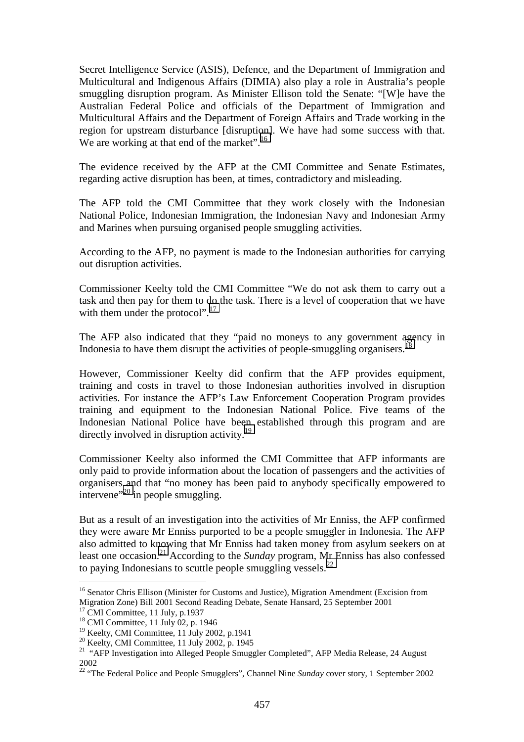Secret Intelligence Service (ASIS), Defence, and the Department of Immigration and Multicultural and Indigenous Affairs (DIMIA) also play a role in Australia's people smuggling disruption program. As Minister Ellison told the Senate: "[W]e have the Australian Federal Police and officials of the Department of Immigration and Multicultural Affairs and the Department of Foreign Affairs and Trade working in the region for upstream disturbance [disruption]. We have had some success with that. We are working at that end of the market".[16]

The evidence received by the AFP at the CMI Committee and Senate Estimates, regarding active disruption has been, at times, contradictory and misleading.

The AFP told the CMI Committee that they work closely with the Indonesian National Police, Indonesian Immigration, the Indonesian Navy and Indonesian Army and Marines when pursuing organised people smuggling activities.

According to the AFP, no payment is made to the Indonesian authorities for carrying out disruption activities.

Commissioner Keelty told the CMI Committee "We do not ask them to carry out a task and then pay for them to do the task. There is a level of cooperation that we have with them under the protocol".[17]

The AFP also indicated that they "paid no moneys to any government agency in Indonesia to have them disrupt the activities of people-smuggling organisers.[18]

However, Commissioner Keelty did confirm that the AFP provides equipment, training and costs in travel to those Indonesian authorities involved in disruption activities. For instance the AFP's Law Enforcement Cooperation Program provides training and equipment to the Indonesian National Police. Five teams of the Indonesian National Police have been established through this program and are directly involved in disruption activity.[19]

Commissioner Keelty also informed the CMI Committee that AFP informants are only paid to provide information about the location of passengers and the activities of organisers and that "no money has been paid to anybody specifically empowered to intervene"[20] in people smuggling.

But as a result of an investigation into the activities of Mr Enniss, the AFP confirmed they were aware Mr Enniss purported to be a people smuggler in Indonesia. The AFP also admitted to knowing that Mr Enniss had taken money from asylum seekers on at least one occasion.[21] According to the *Sunday* program, Mr Enniss has also confessed to paying Indonesians to scuttle people smuggling vessels.[22]

---

[16] Senator Chris Ellison (Minister for Customs and Justice), Migration Amendment (Excision from Migration Zone) Bill 2001 Second Reading Debate, Senate Hansard, 25 September 2001

[17] CMI Committee, 11 July, p.1937

[18] CMI Committee, 11 July 02, p. 1946

[19] Keelty, CMI Committee, 11 July 2002, p.1941

[20] Keelty, CMI Committee, 11 July 2002, p. 1945

[21] "AFP Investigation into Alleged People Smuggler Completed", AFP Media Release, 24 August 2002

[22] "The Federal Police and People Smugglers", Channel Nine *Sunday* cover story, 1 September 2002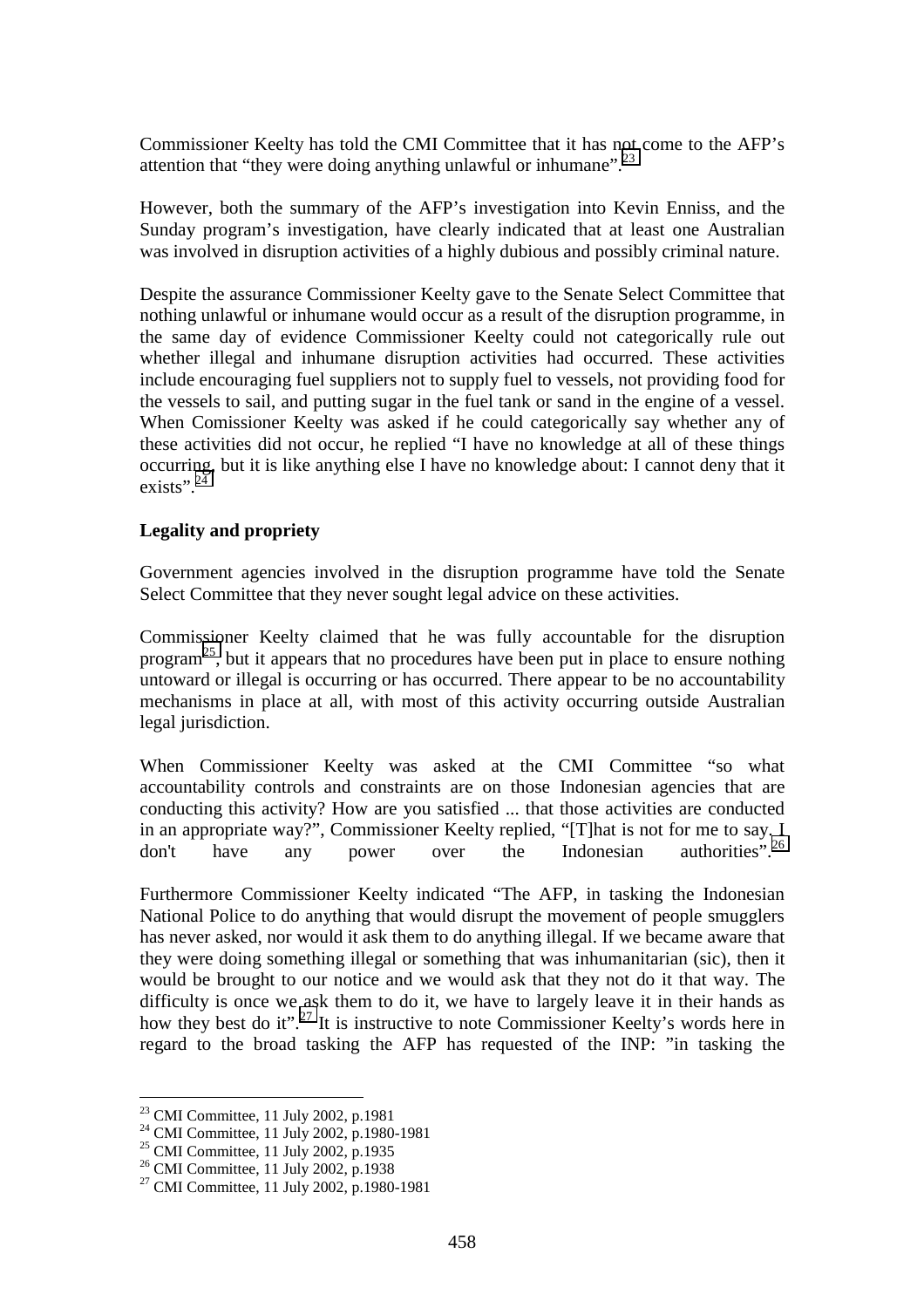Commissioner Keelty has told the CMI Committee that it has not come to the AFP's attention that "they were doing anything unlawful or inhumane".[23]

However, both the summary of the AFP's investigation into Kevin Enniss, and the Sunday program's investigation, have clearly indicated that at least one Australian was involved in disruption activities of a highly dubious and possibly criminal nature.

Despite the assurance Commissioner Keelty gave to the Senate Select Committee that nothing unlawful or inhumane would occur as a result of the disruption programme, in the same day of evidence Commissioner Keelty could not categorically rule out whether illegal and inhumane disruption activities had occurred. These activities include encouraging fuel suppliers not to supply fuel to vessels, not providing food for the vessels to sail, and putting sugar in the fuel tank or sand in the engine of a vessel. When Comissioner Keelty was asked if he could categorically say whether any of these activities did not occur, he replied "I have no knowledge at all of these things occurring, but it is like anything else I have no knowledge about: I cannot deny that it exists".[24]

**Legality and propriety**

Government agencies involved in the disruption programme have told the Senate Select Committee that they never sought legal advice on these activities.

Commissioner Keelty claimed that he was fully accountable for the disruption program[25], but it appears that no procedures have been put in place to ensure nothing untoward or illegal is occurring or has occurred. There appear to be no accountability mechanisms in place at all, with most of this activity occurring outside Australian legal jurisdiction.

When Commissioner Keelty was asked at the CMI Committee "so what accountability controls and constraints are on those Indonesian agencies that are conducting this activity? How are you satisfied ... that those activities are conducted in an appropriate way?", Commissioner Keelty replied, "[T]hat is not for me to say. I don't have any power over the Indonesian authorities".[26]

Furthermore Commissioner Keelty indicated "The AFP, in tasking the Indonesian National Police to do anything that would disrupt the movement of people smugglers has never asked, nor would it ask them to do anything illegal. If we became aware that they were doing something illegal or something that was inhumanitarian (sic), then it would be brought to our notice and we would ask that they not do it that way. The difficulty is once we ask them to do it, we have to largely leave it in their hands as how they best do it".[27] It is instructive to note Commissioner Keelty's words here in regard to the broad tasking the AFP has requested of the INP: "in tasking the

---

[23] CMI Committee, 11 July 2002, p.1981

[24] CMI Committee, 11 July 2002, p.1980-1981

[25] CMI Committee, 11 July 2002, p.1935

[26] CMI Committee, 11 July 2002, p.1938

[27] CMI Committee, 11 July 2002, p.1980-1981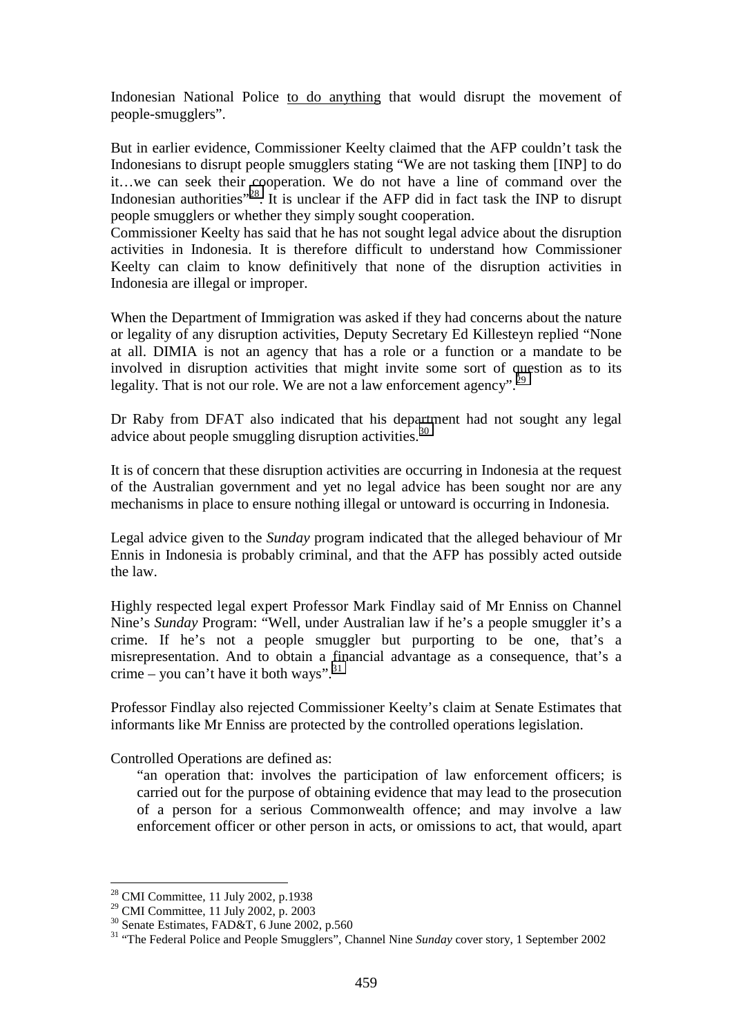Indonesian National Police <u>to do anything</u> that would disrupt the movement of people-smugglers".

But in earlier evidence, Commissioner Keelty claimed that the AFP couldn't task the Indonesians to disrupt people smugglers stating "We are not tasking them [INP] to do it…we can seek their cooperation. We do not have a line of command over the Indonesian authorities"[28]. It is unclear if the AFP did in fact task the INP to disrupt people smugglers or whether they simply sought cooperation.
Commissioner Keelty has said that he has not sought legal advice about the disruption activities in Indonesia. It is therefore difficult to understand how Commissioner Keelty can claim to know definitively that none of the disruption activities in Indonesia are illegal or improper.

When the Department of Immigration was asked if they had concerns about the nature or legality of any disruption activities, Deputy Secretary Ed Killesteyn replied "None at all. DIMIA is not an agency that has a role or a function or a mandate to be involved in disruption activities that might invite some sort of question as to its legality. That is not our role. We are not a law enforcement agency".[29]

Dr Raby from DFAT also indicated that his department had not sought any legal advice about people smuggling disruption activities.[30]

It is of concern that these disruption activities are occurring in Indonesia at the request of the Australian government and yet no legal advice has been sought nor are any mechanisms in place to ensure nothing illegal or untoward is occurring in Indonesia.

Legal advice given to the *Sunday* program indicated that the alleged behaviour of Mr Ennis in Indonesia is probably criminal, and that the AFP has possibly acted outside the law.

Highly respected legal expert Professor Mark Findlay said of Mr Enniss on Channel Nine's *Sunday* Program: "Well, under Australian law if he's a people smuggler it's a crime. If he's not a people smuggler but purporting to be one, that's a misrepresentation. And to obtain a financial advantage as a consequence, that's a crime – you can't have it both ways".[31]

Professor Findlay also rejected Commissioner Keelty's claim at Senate Estimates that informants like Mr Enniss are protected by the controlled operations legislation.

Controlled Operations are defined as:

> "an operation that: involves the participation of law enforcement officers; is carried out for the purpose of obtaining evidence that may lead to the prosecution of a person for a serious Commonwealth offence; and may involve a law enforcement officer or other person in acts, or omissions to act, that would, apart

---

[28] CMI Committee, 11 July 2002, p.1938

[29] CMI Committee, 11 July 2002, p. 2003

[30] Senate Estimates, FAD&T, 6 June 2002, p.560

[31] "The Federal Police and People Smugglers", Channel Nine *Sunday* cover story, 1 September 2002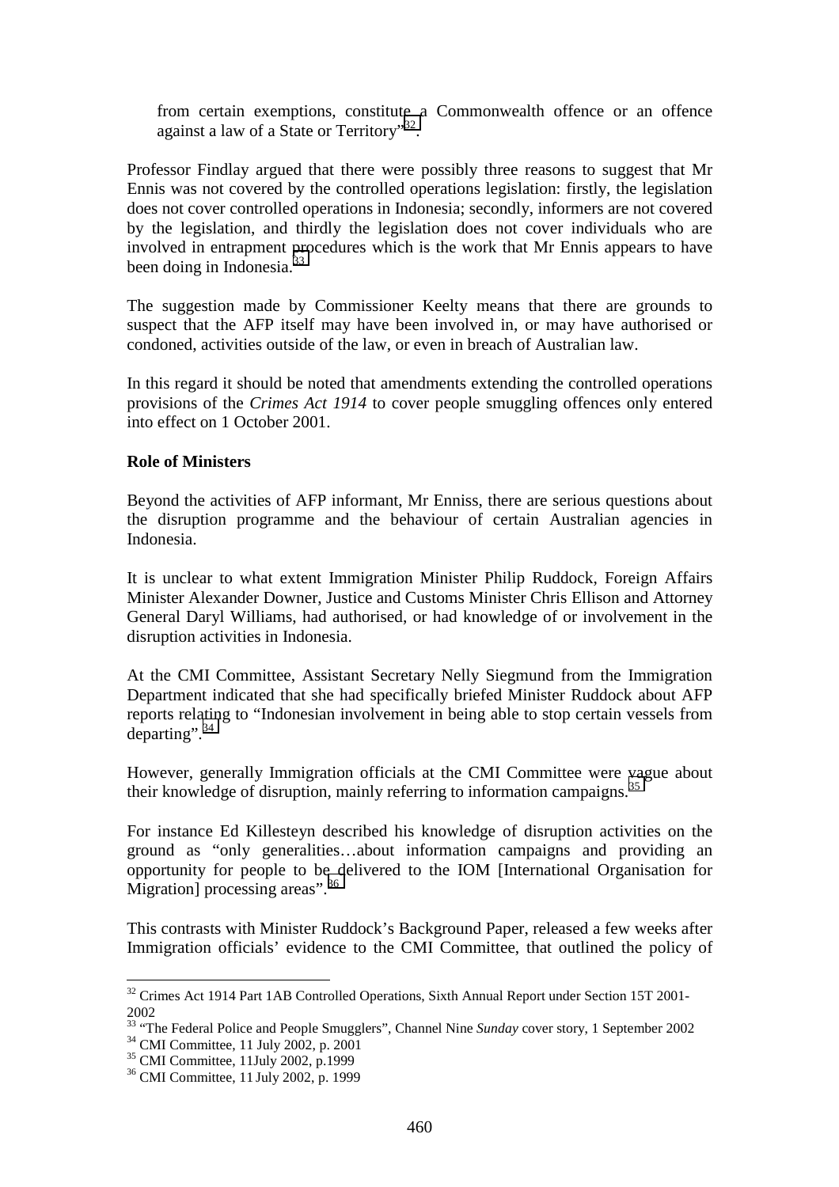from certain exemptions, constitute a Commonwealth offence or an offence against a law of a State or Territory"[32].

Professor Findlay argued that there were possibly three reasons to suggest that Mr Ennis was not covered by the controlled operations legislation: firstly, the legislation does not cover controlled operations in Indonesia; secondly, informers are not covered by the legislation, and thirdly the legislation does not cover individuals who are involved in entrapment procedures which is the work that Mr Ennis appears to have been doing in Indonesia.[33]

The suggestion made by Commissioner Keelty means that there are grounds to suspect that the AFP itself may have been involved in, or may have authorised or condoned, activities outside of the law, or even in breach of Australian law.

In this regard it should be noted that amendments extending the controlled operations provisions of the *Crimes Act 1914* to cover people smuggling offences only entered into effect on 1 October 2001.

**Role of Ministers**

Beyond the activities of AFP informant, Mr Enniss, there are serious questions about the disruption programme and the behaviour of certain Australian agencies in Indonesia.

It is unclear to what extent Immigration Minister Philip Ruddock, Foreign Affairs Minister Alexander Downer, Justice and Customs Minister Chris Ellison and Attorney General Daryl Williams, had authorised, or had knowledge of or involvement in the disruption activities in Indonesia.

At the CMI Committee, Assistant Secretary Nelly Siegmund from the Immigration Department indicated that she had specifically briefed Minister Ruddock about AFP reports relating to "Indonesian involvement in being able to stop certain vessels from departing".[34]

However, generally Immigration officials at the CMI Committee were vague about their knowledge of disruption, mainly referring to information campaigns.[35]

For instance Ed Killesteyn described his knowledge of disruption activities on the ground as "only generalities…about information campaigns and providing an opportunity for people to be delivered to the IOM [International Organisation for Migration] processing areas".[36]

This contrasts with Minister Ruddock's Background Paper, released a few weeks after Immigration officials' evidence to the CMI Committee, that outlined the policy of

---

[32] Crimes Act 1914 Part 1AB Controlled Operations, Sixth Annual Report under Section 15T 2001-2002

[33] "The Federal Police and People Smugglers", Channel Nine *Sunday* cover story, 1 September 2002

[34] CMI Committee, 11 July 2002, p. 2001

[35] CMI Committee, 11July 2002, p.1999

[36] CMI Committee, 11 July 2002, p. 1999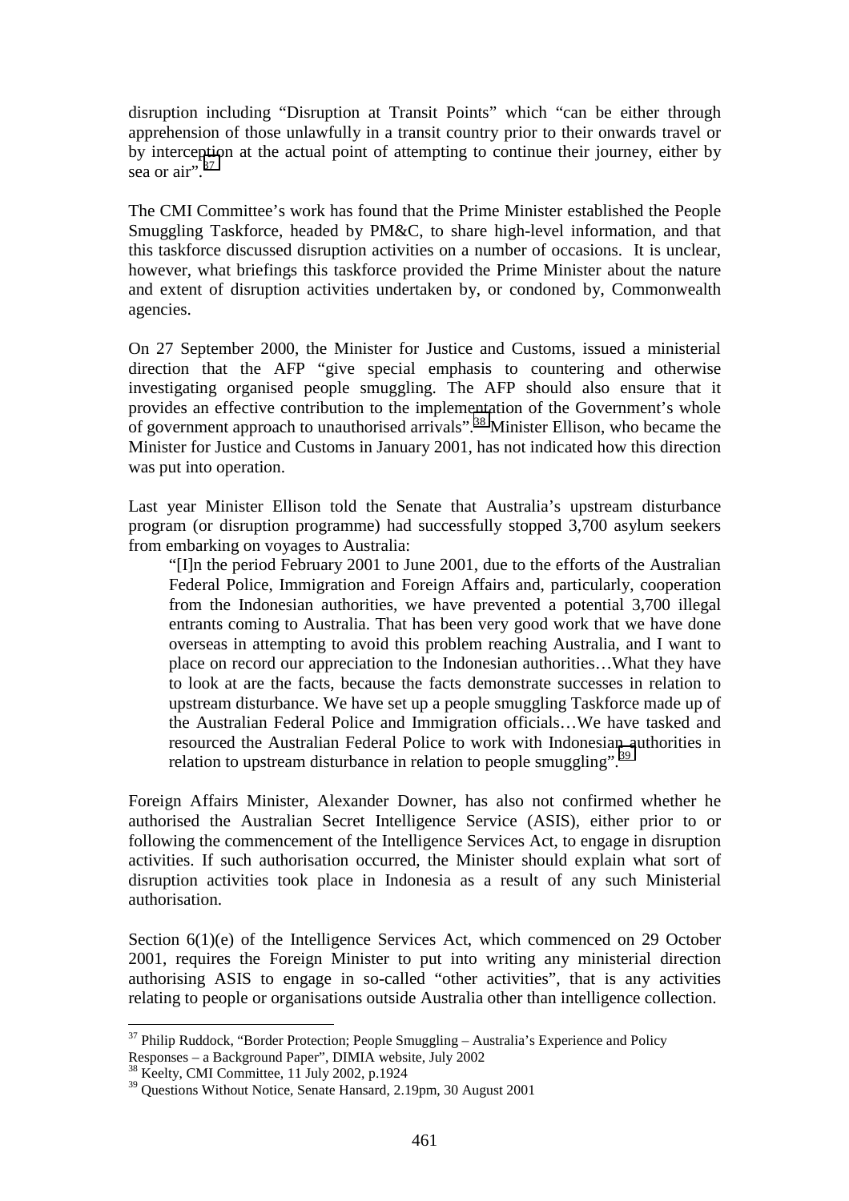disruption including "Disruption at Transit Points" which "can be either through apprehension of those unlawfully in a transit country prior to their onwards travel or by interception at the actual point of attempting to continue their journey, either by sea or air".[37]

The CMI Committee's work has found that the Prime Minister established the People Smuggling Taskforce, headed by PM&C, to share high-level information, and that this taskforce discussed disruption activities on a number of occasions. It is unclear, however, what briefings this taskforce provided the Prime Minister about the nature and extent of disruption activities undertaken by, or condoned by, Commonwealth agencies.

On 27 September 2000, the Minister for Justice and Customs, issued a ministerial direction that the AFP "give special emphasis to countering and otherwise investigating organised people smuggling. The AFP should also ensure that it provides an effective contribution to the implementation of the Government's whole of government approach to unauthorised arrivals".[38] Minister Ellison, who became the Minister for Justice and Customs in January 2001, has not indicated how this direction was put into operation.

Last year Minister Ellison told the Senate that Australia's upstream disturbance program (or disruption programme) had successfully stopped 3,700 asylum seekers from embarking on voyages to Australia:

> "[I]n the period February 2001 to June 2001, due to the efforts of the Australian Federal Police, Immigration and Foreign Affairs and, particularly, cooperation from the Indonesian authorities, we have prevented a potential 3,700 illegal entrants coming to Australia. That has been very good work that we have done overseas in attempting to avoid this problem reaching Australia, and I want to place on record our appreciation to the Indonesian authorities…What they have to look at are the facts, because the facts demonstrate successes in relation to upstream disturbance. We have set up a people smuggling Taskforce made up of the Australian Federal Police and Immigration officials…We have tasked and resourced the Australian Federal Police to work with Indonesian authorities in relation to upstream disturbance in relation to people smuggling".[39]

Foreign Affairs Minister, Alexander Downer, has also not confirmed whether he authorised the Australian Secret Intelligence Service (ASIS), either prior to or following the commencement of the Intelligence Services Act, to engage in disruption activities. If such authorisation occurred, the Minister should explain what sort of disruption activities took place in Indonesia as a result of any such Ministerial authorisation.

Section 6(1)(e) of the Intelligence Services Act, which commenced on 29 October 2001, requires the Foreign Minister to put into writing any ministerial direction authorising ASIS to engage in so-called "other activities", that is any activities relating to people or organisations outside Australia other than intelligence collection.

---

[37] Philip Ruddock, "Border Protection; People Smuggling – Australia's Experience and Policy Responses – a Background Paper", DIMIA website, July 2002

[38] Keelty, CMI Committee, 11 July 2002, p.1924

[39] Questions Without Notice, Senate Hansard, 2.19pm, 30 August 2001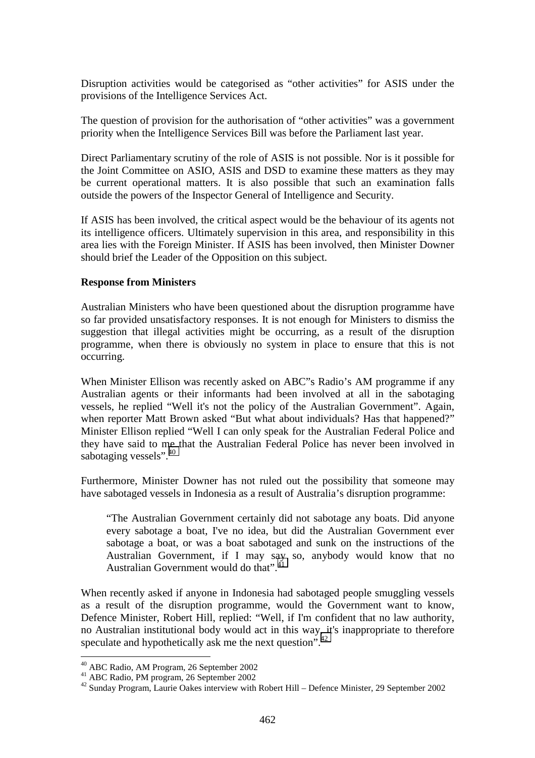Disruption activities would be categorised as "other activities" for ASIS under the provisions of the Intelligence Services Act.

The question of provision for the authorisation of "other activities" was a government priority when the Intelligence Services Bill was before the Parliament last year.

Direct Parliamentary scrutiny of the role of ASIS is not possible. Nor is it possible for the Joint Committee on ASIO, ASIS and DSD to examine these matters as they may be current operational matters. It is also possible that such an examination falls outside the powers of the Inspector General of Intelligence and Security.

If ASIS has been involved, the critical aspect would be the behaviour of its agents not its intelligence officers. Ultimately supervision in this area, and responsibility in this area lies with the Foreign Minister. If ASIS has been involved, then Minister Downer should brief the Leader of the Opposition on this subject.

**Response from Ministers**

Australian Ministers who have been questioned about the disruption programme have so far provided unsatisfactory responses. It is not enough for Ministers to dismiss the suggestion that illegal activities might be occurring, as a result of the disruption programme, when there is obviously no system in place to ensure that this is not occurring.

When Minister Ellison was recently asked on ABC"s Radio's AM programme if any Australian agents or their informants had been involved at all in the sabotaging vessels, he replied "Well it's not the policy of the Australian Government". Again, when reporter Matt Brown asked "But what about individuals? Has that happened?" Minister Ellison replied "Well I can only speak for the Australian Federal Police and they have said to me that the Australian Federal Police has never been involved in sabotaging vessels".[40]

Furthermore, Minister Downer has not ruled out the possibility that someone may have sabotaged vessels in Indonesia as a result of Australia's disruption programme:

> "The Australian Government certainly did not sabotage any boats. Did anyone every sabotage a boat, I've no idea, but did the Australian Government ever sabotage a boat, or was a boat sabotaged and sunk on the instructions of the Australian Government, if I may say so, anybody would know that no Australian Government would do that".[41]

When recently asked if anyone in Indonesia had sabotaged people smuggling vessels as a result of the disruption programme, would the Government want to know, Defence Minister, Robert Hill, replied: "Well, if I'm confident that no law authority, no Australian institutional body would act in this way, it's inappropriate to therefore speculate and hypothetically ask me the next question".[42]

---

[40] ABC Radio, AM Program, 26 September 2002

[41] ABC Radio, PM program, 26 September 2002

[42] Sunday Program, Laurie Oakes interview with Robert Hill – Defence Minister, 29 September 2002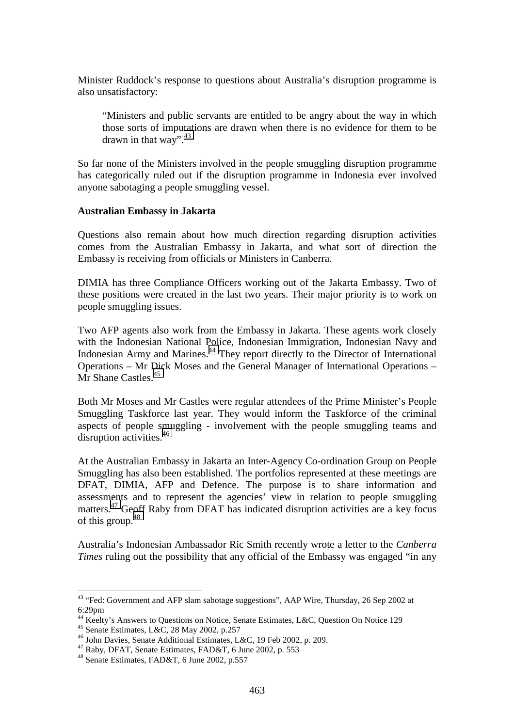Minister Ruddock's response to questions about Australia's disruption programme is also unsatisfactory:

> "Ministers and public servants are entitled to be angry about the way in which those sorts of imputations are drawn when there is no evidence for them to be drawn in that way".[43]

So far none of the Ministers involved in the people smuggling disruption programme has categorically ruled out if the disruption programme in Indonesia ever involved anyone sabotaging a people smuggling vessel.

**Australian Embassy in Jakarta**

Questions also remain about how much direction regarding disruption activities comes from the Australian Embassy in Jakarta, and what sort of direction the Embassy is receiving from officials or Ministers in Canberra.

DIMIA has three Compliance Officers working out of the Jakarta Embassy. Two of these positions were created in the last two years. Their major priority is to work on people smuggling issues.

Two AFP agents also work from the Embassy in Jakarta. These agents work closely with the Indonesian National Police, Indonesian Immigration, Indonesian Navy and Indonesian Army and Marines.[44] They report directly to the Director of International Operations – Mr Dick Moses and the General Manager of International Operations – Mr Shane Castles.[45]

Both Mr Moses and Mr Castles were regular attendees of the Prime Minister's People Smuggling Taskforce last year. They would inform the Taskforce of the criminal aspects of people smuggling - involvement with the people smuggling teams and disruption activities.[46]

At the Australian Embassy in Jakarta an Inter-Agency Co-ordination Group on People Smuggling has also been established. The portfolios represented at these meetings are DFAT, DIMIA, AFP and Defence. The purpose is to share information and assessments and to represent the agencies' view in relation to people smuggling matters.[47] Geoff Raby from DFAT has indicated disruption activities are a key focus of this group.[48]

Australia's Indonesian Ambassador Ric Smith recently wrote a letter to the *Canberra Times* ruling out the possibility that any official of the Embassy was engaged "in any

---

[43] "Fed: Government and AFP slam sabotage suggestions", AAP Wire, Thursday, 26 Sep 2002 at 6:29pm

[44] Keelty's Answers to Questions on Notice, Senate Estimates, L&C, Question On Notice 129

[45] Senate Estimates, L&C, 28 May 2002, p.257

[46] John Davies, Senate Additional Estimates, L&C, 19 Feb 2002, p. 209.

[47] Raby, DFAT, Senate Estimates, FAD&T, 6 June 2002, p. 553

[48] Senate Estimates, FAD&T, 6 June 2002, p.557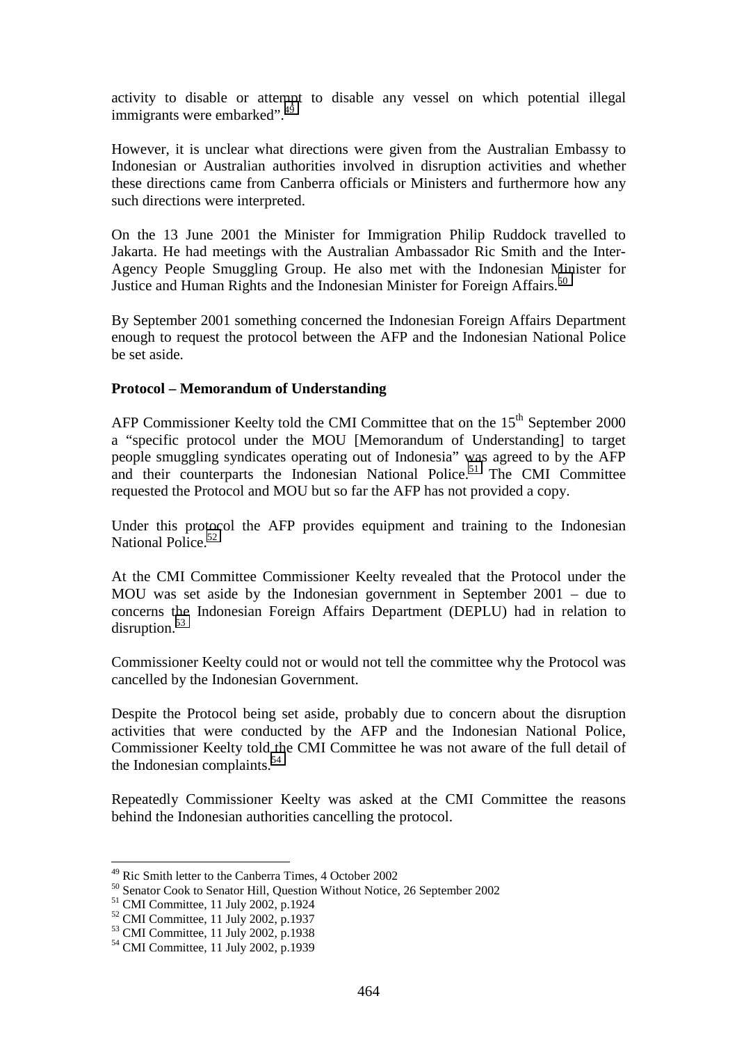activity to disable or attempt to disable any vessel on which potential illegal immigrants were embarked".[49]

However, it is unclear what directions were given from the Australian Embassy to Indonesian or Australian authorities involved in disruption activities and whether these directions came from Canberra officials or Ministers and furthermore how any such directions were interpreted.

On the 13 June 2001 the Minister for Immigration Philip Ruddock travelled to Jakarta. He had meetings with the Australian Ambassador Ric Smith and the Inter-Agency People Smuggling Group. He also met with the Indonesian Minister for Justice and Human Rights and the Indonesian Minister for Foreign Affairs.[50]

By September 2001 something concerned the Indonesian Foreign Affairs Department enough to request the protocol between the AFP and the Indonesian National Police be set aside.

**Protocol – Memorandum of Understanding**

AFP Commissioner Keelty told the CMI Committee that on the 15th September 2000 a "specific protocol under the MOU [Memorandum of Understanding] to target people smuggling syndicates operating out of Indonesia" was agreed to by the AFP and their counterparts the Indonesian National Police.[51] The CMI Committee requested the Protocol and MOU but so far the AFP has not provided a copy.

Under this protocol the AFP provides equipment and training to the Indonesian National Police.[52]

At the CMI Committee Commissioner Keelty revealed that the Protocol under the MOU was set aside by the Indonesian government in September 2001 – due to concerns the Indonesian Foreign Affairs Department (DEPLU) had in relation to disruption.[53]

Commissioner Keelty could not or would not tell the committee why the Protocol was cancelled by the Indonesian Government.

Despite the Protocol being set aside, probably due to concern about the disruption activities that were conducted by the AFP and the Indonesian National Police, Commissioner Keelty told the CMI Committee he was not aware of the full detail of the Indonesian complaints.[54]

Repeatedly Commissioner Keelty was asked at the CMI Committee the reasons behind the Indonesian authorities cancelling the protocol.

---

[49] Ric Smith letter to the Canberra Times, 4 October 2002

[50] Senator Cook to Senator Hill, Question Without Notice, 26 September 2002

[51] CMI Committee, 11 July 2002, p.1924

[52] CMI Committee, 11 July 2002, p.1937

[53] CMI Committee, 11 July 2002, p.1938

[54] CMI Committee, 11 July 2002, p.1939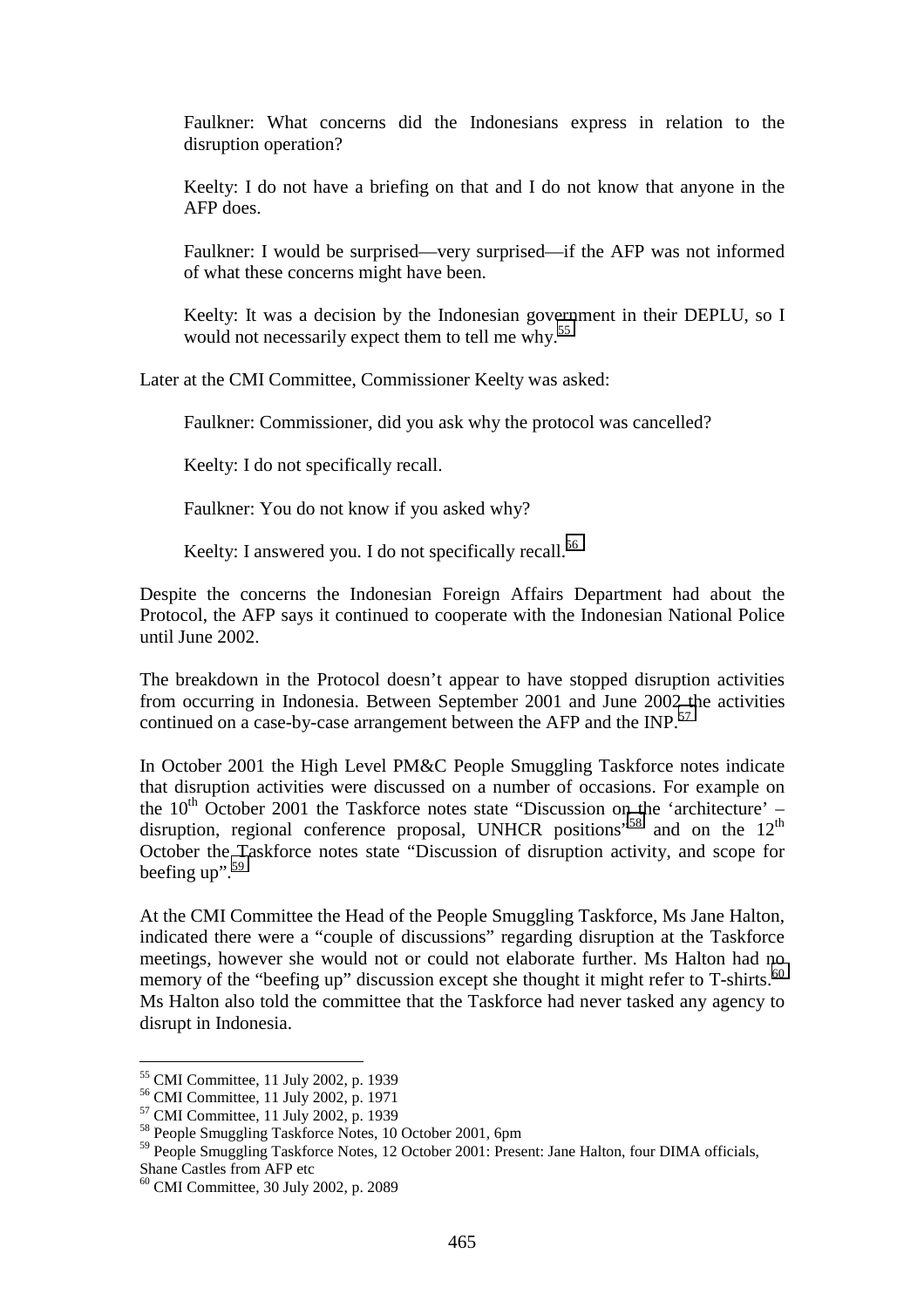> Faulkner: What concerns did the Indonesians express in relation to the disruption operation?
>
> Keelty: I do not have a briefing on that and I do not know that anyone in the AFP does.
>
> Faulkner: I would be surprised—very surprised—if the AFP was not informed of what these concerns might have been.
>
> Keelty: It was a decision by the Indonesian government in their DEPLU, so I would not necessarily expect them to tell me why.[55]

Later at the CMI Committee, Commissioner Keelty was asked:

> Faulkner: Commissioner, did you ask why the protocol was cancelled?
>
> Keelty: I do not specifically recall.
>
> Faulkner: You do not know if you asked why?
>
> Keelty: I answered you. I do not specifically recall.[56]

Despite the concerns the Indonesian Foreign Affairs Department had about the Protocol, the AFP says it continued to cooperate with the Indonesian National Police until June 2002.

The breakdown in the Protocol doesn't appear to have stopped disruption activities from occurring in Indonesia. Between September 2001 and June 2002 the activities continued on a case-by-case arrangement between the AFP and the INP.[57]

In October 2001 the High Level PM&C People Smuggling Taskforce notes indicate that disruption activities were discussed on a number of occasions. For example on the 10th October 2001 the Taskforce notes state "Discussion on the 'architecture' – disruption, regional conference proposal, UNHCR positions'[58] and on the 12th October the Taskforce notes state "Discussion of disruption activity, and scope for beefing up".[59]

At the CMI Committee the Head of the People Smuggling Taskforce, Ms Jane Halton, indicated there were a "couple of discussions" regarding disruption at the Taskforce meetings, however she would not or could not elaborate further. Ms Halton had no memory of the "beefing up" discussion except she thought it might refer to T-shirts.[60] Ms Halton also told the committee that the Taskforce had never tasked any agency to disrupt in Indonesia.

---

[55] CMI Committee, 11 July 2002, p. 1939

[56] CMI Committee, 11 July 2002, p. 1971

[57] CMI Committee, 11 July 2002, p. 1939

[58] People Smuggling Taskforce Notes, 10 October 2001, 6pm

[59] People Smuggling Taskforce Notes, 12 October 2001: Present: Jane Halton, four DIMA officials, Shane Castles from AFP etc

[60] CMI Committee, 30 July 2002, p. 2089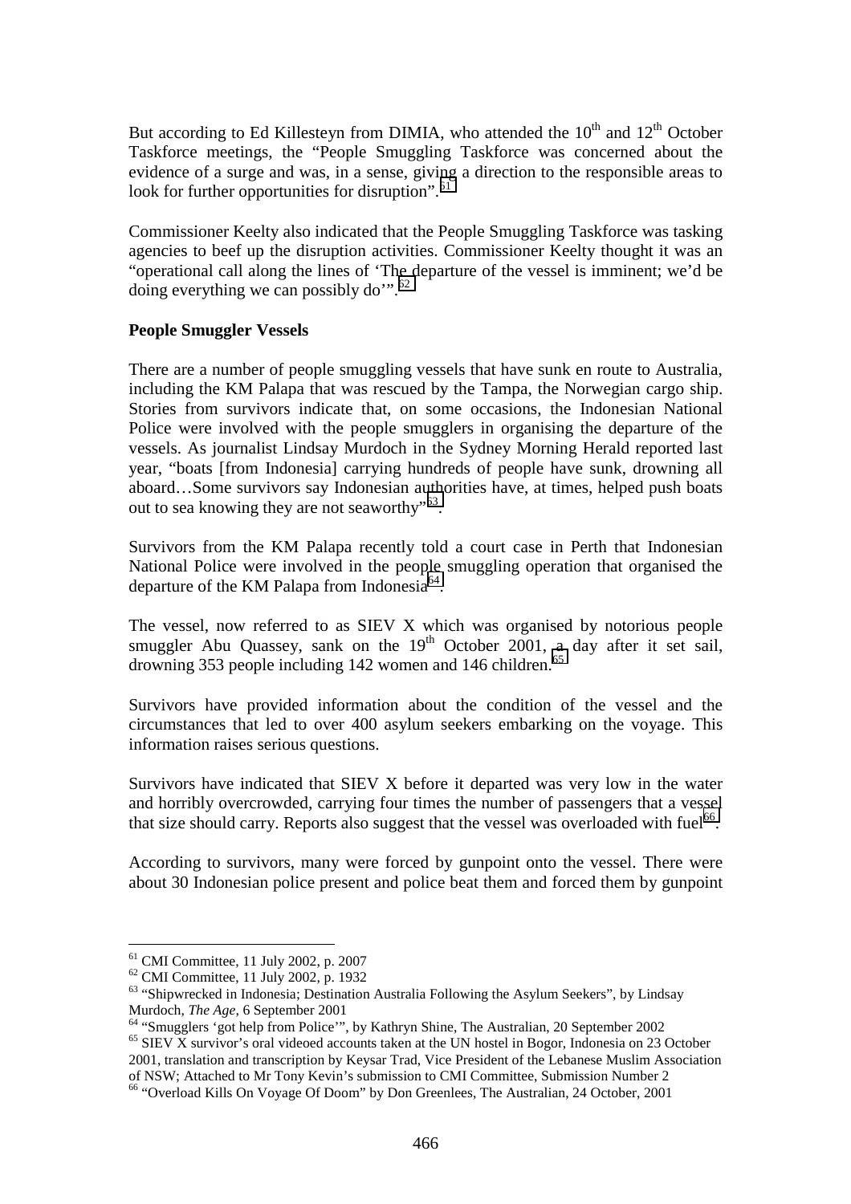But according to Ed Killesteyn from DIMIA, who attended the 10th and 12th October Taskforce meetings, the "People Smuggling Taskforce was concerned about the evidence of a surge and was, in a sense, giving a direction to the responsible areas to look for further opportunities for disruption".[61]

Commissioner Keelty also indicated that the People Smuggling Taskforce was tasking agencies to beef up the disruption activities. Commissioner Keelty thought it was an "operational call along the lines of 'The departure of the vessel is imminent; we'd be doing everything we can possibly do'".[62]

**People Smuggler Vessels**

There are a number of people smuggling vessels that have sunk en route to Australia, including the KM Palapa that was rescued by the Tampa, the Norwegian cargo ship. Stories from survivors indicate that, on some occasions, the Indonesian National Police were involved with the people smugglers in organising the departure of the vessels. As journalist Lindsay Murdoch in the Sydney Morning Herald reported last year, "boats [from Indonesia] carrying hundreds of people have sunk, drowning all aboard…Some survivors say Indonesian authorities have, at times, helped push boats out to sea knowing they are not seaworthy"[63].

Survivors from the KM Palapa recently told a court case in Perth that Indonesian National Police were involved in the people smuggling operation that organised the departure of the KM Palapa from Indonesia[64].

The vessel, now referred to as SIEV X which was organised by notorious people smuggler Abu Quassey, sank on the 19th October 2001, a day after it set sail, drowning 353 people including 142 women and 146 children.[65]

Survivors have provided information about the condition of the vessel and the circumstances that led to over 400 asylum seekers embarking on the voyage. This information raises serious questions.

Survivors have indicated that SIEV X before it departed was very low in the water and horribly overcrowded, carrying four times the number of passengers that a vessel that size should carry. Reports also suggest that the vessel was overloaded with fuel[66].

According to survivors, many were forced by gunpoint onto the vessel. There were about 30 Indonesian police present and police beat them and forced them by gunpoint

---

[61] CMI Committee, 11 July 2002, p. 2007

[62] CMI Committee, 11 July 2002, p. 1932

[63] "Shipwrecked in Indonesia; Destination Australia Following the Asylum Seekers", by Lindsay Murdoch, *The Age*, 6 September 2001

[64] "Smugglers 'got help from Police'", by Kathryn Shine, The Australian, 20 September 2002

[65] SIEV X survivor's oral videoed accounts taken at the UN hostel in Bogor, Indonesia on 23 October 2001, translation and transcription by Keysar Trad, Vice President of the Lebanese Muslim Association of NSW; Attached to Mr Tony Kevin's submission to CMI Committee, Submission Number 2

[66] "Overload Kills On Voyage Of Doom" by Don Greenlees, The Australian, 24 October, 2001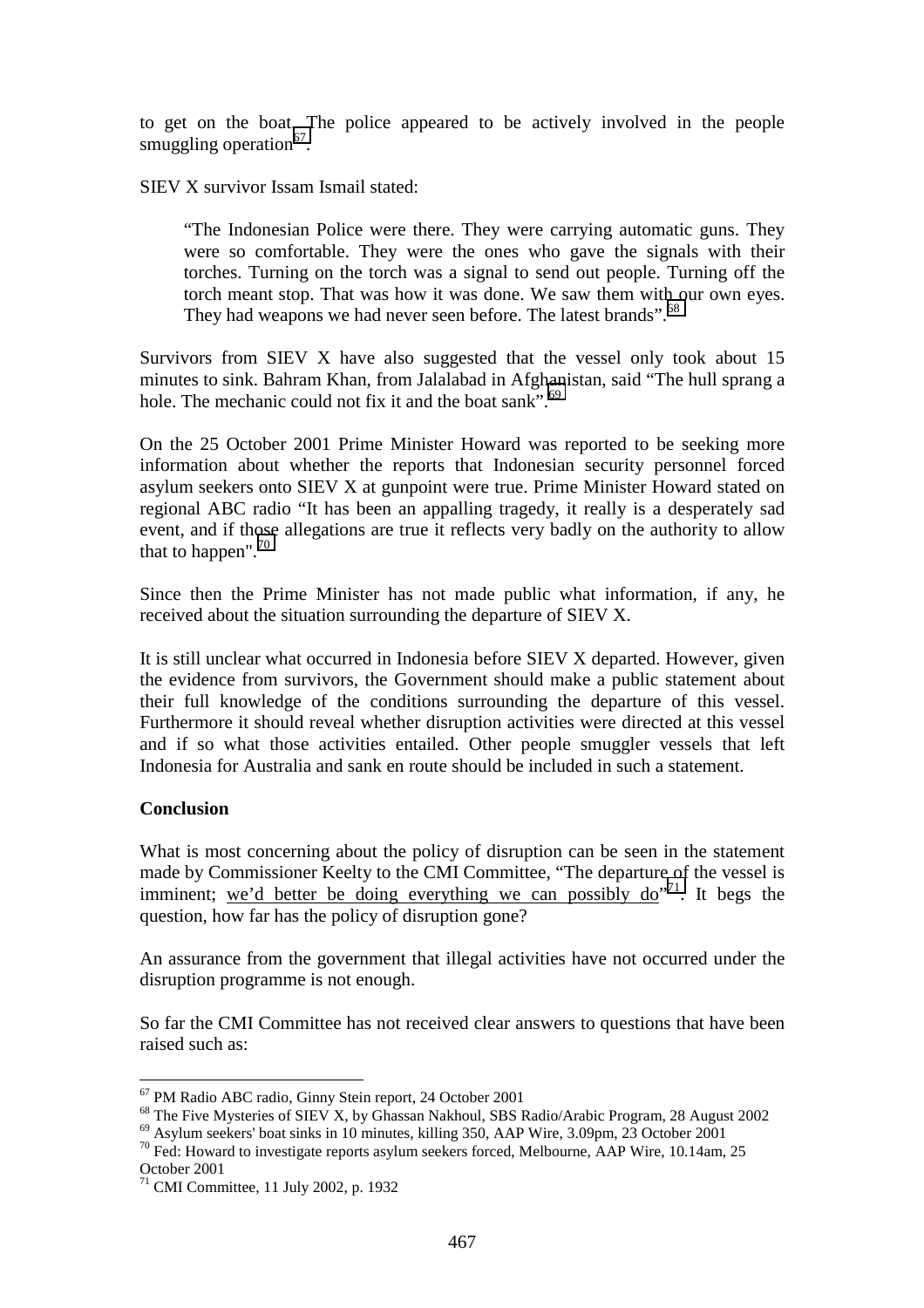to get on the boat. The police appeared to be actively involved in the people smuggling operation[67].

SIEV X survivor Issam Ismail stated:

> "The Indonesian Police were there. They were carrying automatic guns. They were so comfortable. They were the ones who gave the signals with their torches. Turning on the torch was a signal to send out people. Turning off the torch meant stop. That was how it was done. We saw them with our own eyes. They had weapons we had never seen before. The latest brands".[68]

Survivors from SIEV X have also suggested that the vessel only took about 15 minutes to sink. Bahram Khan, from Jalalabad in Afghanistan, said "The hull sprang a hole. The mechanic could not fix it and the boat sank".[69]

On the 25 October 2001 Prime Minister Howard was reported to be seeking more information about whether the reports that Indonesian security personnel forced asylum seekers onto SIEV X at gunpoint were true. Prime Minister Howard stated on regional ABC radio "It has been an appalling tragedy, it really is a desperately sad event, and if those allegations are true it reflects very badly on the authority to allow that to happen".[70]

Since then the Prime Minister has not made public what information, if any, he received about the situation surrounding the departure of SIEV X.

It is still unclear what occurred in Indonesia before SIEV X departed. However, given the evidence from survivors, the Government should make a public statement about their full knowledge of the conditions surrounding the departure of this vessel. Furthermore it should reveal whether disruption activities were directed at this vessel and if so what those activities entailed. Other people smuggler vessels that left Indonesia for Australia and sank en route should be included in such a statement.

**Conclusion**

What is most concerning about the policy of disruption can be seen in the statement made by Commissioner Keelty to the CMI Committee, "The departure of the vessel is imminent; <u>we'd better be doing everything we can possibly do</u>"[71]. It begs the question, how far has the policy of disruption gone?

An assurance from the government that illegal activities have not occurred under the disruption programme is not enough.

So far the CMI Committee has not received clear answers to questions that have been raised such as:

---

[67] PM Radio ABC radio, Ginny Stein report, 24 October 2001

[68] The Five Mysteries of SIEV X, by Ghassan Nakhoul, SBS Radio/Arabic Program, 28 August 2002

[69] Asylum seekers' boat sinks in 10 minutes, killing 350, AAP Wire, 3.09pm, 23 October 2001

[70] Fed: Howard to investigate reports asylum seekers forced, Melbourne, AAP Wire, 10.14am, 25 October 2001

[71] CMI Committee, 11 July 2002, p. 1932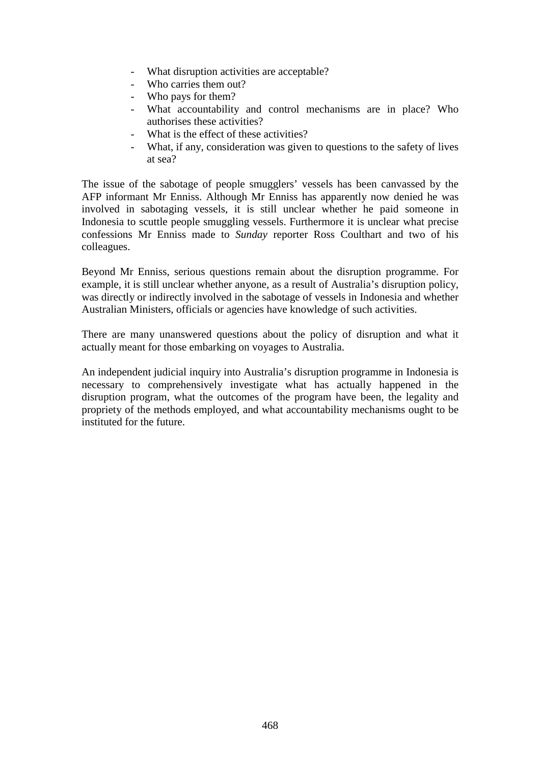- What disruption activities are acceptable?
- Who carries them out?
- Who pays for them?
- What accountability and control mechanisms are in place? Who authorises these activities?
- What is the effect of these activities?
- What, if any, consideration was given to questions to the safety of lives at sea?

The issue of the sabotage of people smugglers' vessels has been canvassed by the AFP informant Mr Enniss. Although Mr Enniss has apparently now denied he was involved in sabotaging vessels, it is still unclear whether he paid someone in Indonesia to scuttle people smuggling vessels. Furthermore it is unclear what precise confessions Mr Enniss made to *Sunday* reporter Ross Coulthart and two of his colleagues.

Beyond Mr Enniss, serious questions remain about the disruption programme. For example, it is still unclear whether anyone, as a result of Australia's disruption policy, was directly or indirectly involved in the sabotage of vessels in Indonesia and whether Australian Ministers, officials or agencies have knowledge of such activities.

There are many unanswered questions about the policy of disruption and what it actually meant for those embarking on voyages to Australia.

An independent judicial inquiry into Australia's disruption programme in Indonesia is necessary to comprehensively investigate what has actually happened in the disruption program, what the outcomes of the program have been, the legality and propriety of the methods employed, and what accountability mechanisms ought to be instituted for the future.